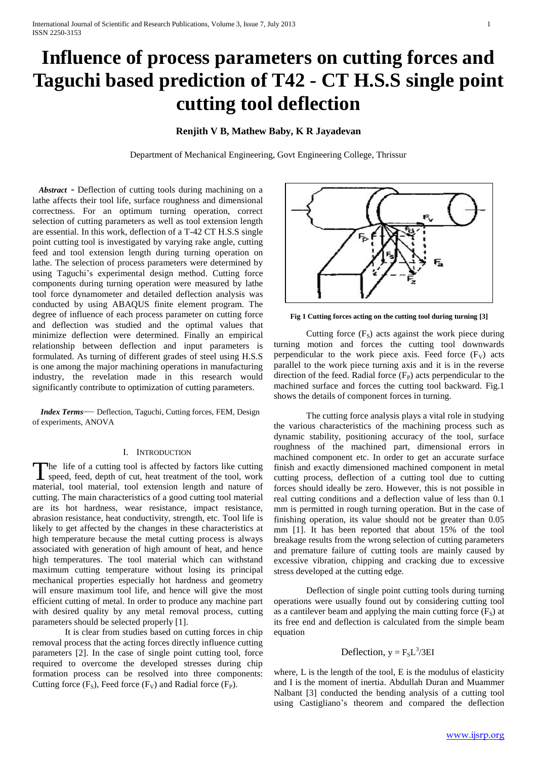# Influence of process parameters on cutting forces and Taguchi based prediction of T42 - CT H.S.S single point cutting tool deflection

**Renjith V B, Mathew Baby, K R Jayadevan**

Department of Mechanical Engineering, Govt Engineering College, Thrissur

***Abstract*** - Deflection of cutting tools during machining on a lathe affects their tool life, surface roughness and dimensional correctness. For an optimum turning operation, correct selection of cutting parameters as well as tool extension length are essential. In this work, deflection of a T-42 CT H.S.S single point cutting tool is investigated by varying rake angle, cutting feed and tool extension length during turning operation on lathe. The selection of process parameters were determined by using Taguchi's experimental design method. Cutting force components during turning operation were measured by lathe tool force dynamometer and detailed deflection analysis was conducted by using ABAQUS finite element program. The degree of influence of each process parameter on cutting force and deflection was studied and the optimal values that minimize deflection were determined. Finally an empirical relationship between deflection and input parameters is formulated. As turning of different grades of steel using H.S.S is one among the major machining operations in manufacturing industry, the revelation made in this research would significantly contribute to optimization of cutting parameters.

***Index Terms*** — Deflection, Taguchi, Cutting forces, FEM, Design of experiments, ANOVA

## I. Introduction

The life of a cutting tool is affected by factors like cutting speed, feed, depth of cut, heat treatment of the tool, work material, tool material, tool extension length and nature of cutting. The main characteristics of a good cutting tool material are its hot hardness, wear resistance, impact resistance, abrasion resistance, heat conductivity, strength, etc. Tool life is likely to get affected by the changes in these characteristics at high temperature because the metal cutting process is always associated with generation of high amount of heat, and hence high temperatures. The tool material which can withstand maximum cutting temperature without losing its principal mechanical properties especially hot hardness and geometry will ensure maximum tool life, and hence will give the most efficient cutting of metal. In order to produce any machine part with desired quality by any metal removal process, cutting parameters should be selected properly [1].

It is clear from studies based on cutting forces in chip removal process that the acting forces directly influence cutting parameters [2]. In the case of single point cutting tool, force required to overcome the developed stresses during chip formation process can be resolved into three components: Cutting force ($F_S$), Feed force ($F_V$) and Radial force ($F_P$).

**Fig 1 Cutting forces acting on the cutting tool during turning [3]**

Cutting force ($F_S$) acts against the work piece during turning motion and forces the cutting tool downwards perpendicular to the work piece axis. Feed force ($F_V$) acts parallel to the work piece turning axis and it is in the reverse direction of the feed. Radial force ($F_P$) acts perpendicular to the machined surface and forces the cutting tool backward. Fig.1 shows the details of component forces in turning.

The cutting force analysis plays a vital role in studying the various characteristics of the machining process such as dynamic stability, positioning accuracy of the tool, surface roughness of the machined part, dimensional errors in machined component etc. In order to get an accurate surface finish and exactly dimensioned machined component in metal cutting process, deflection of a cutting tool due to cutting forces should ideally be zero. However, this is not possible in real cutting conditions and a deflection value of less than 0.1 mm is permitted in rough turning operation. But in the case of finishing operation, its value should not be greater than 0.05 mm [1]. It has been reported that about 15% of the tool breakage results from the wrong selection of cutting parameters and premature failure of cutting tools are mainly caused by excessive vibration, chipping and cracking due to excessive stress developed at the cutting edge.

Deflection of single point cutting tools during turning operations were usually found out by considering cutting tool as a cantilever beam and applying the main cutting force ($F_S$) at its free end and deflection is calculated from the simple beam equation

$$\text{Deflection, } y = F_S L^3/3EI$$

where, L is the length of the tool, E is the modulus of elasticity and I is the moment of inertia. Abdullah Duran and Muammer Nalbant [3] conducted the bending analysis of a cutting tool using Castigliano's theorem and compared the deflection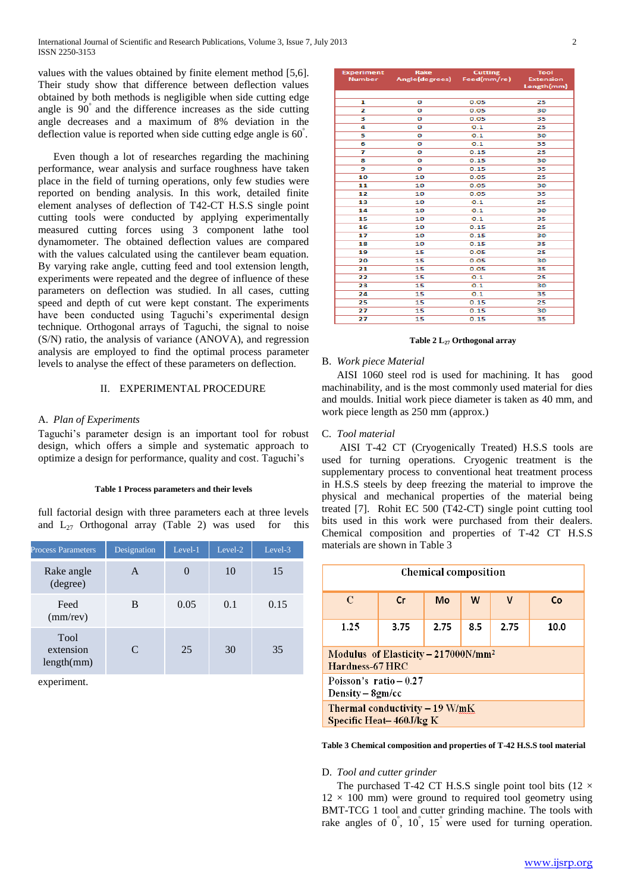values with the values obtained by finite element method [5,6]. Their study show that difference between deflection values obtained by both methods is negligible when side cutting edge angle is 90° and the difference increases as the side cutting angle decreases and a maximum of 8% deviation in the deflection value is reported when side cutting edge angle is 60°.

Even though a lot of researches regarding the machining performance, wear analysis and surface roughness have taken place in the field of turning operations, only few studies were reported on bending analysis. In this work, detailed finite element analyses of deflection of T42-CT H.S.S single point cutting tools were conducted by applying experimentally measured cutting forces using 3 component lathe tool dynamometer. The obtained deflection values are compared with the values calculated using the cantilever beam equation. By varying rake angle, cutting feed and tool extension length, experiments were repeated and the degree of influence of these parameters on deflection was studied. In all cases, cutting speed and depth of cut were kept constant. The experiments have been conducted using Taguchi's experimental design technique. Orthogonal arrays of Taguchi, the signal to noise (S/N) ratio, the analysis of variance (ANOVA), and regression analysis are employed to find the optimal process parameter levels to analyse the effect of these parameters on deflection.

## II. EXPERIMENTAL PROCEDURE

### A. *Plan of Experiments*

Taguchi's parameter design is an important tool for robust design, which offers a simple and systematic approach to optimize a design for performance, quality and cost. Taguchi's full factorial design with three parameters each at three levels and $L_{27}$ Orthogonal array (Table 2) was used for this experiment.

**Table 1 Process parameters and their levels**

| Process Parameters | Designation | Level-1 | Level-2 | Level-3 |
|---|---|---|---|---|
| Rake angle (degree) | A | 0 | 10 | 15 |
| Feed (mm/rev) | B | 0.05 | 0.1 | 0.15 |
| Tool extension length(mm) | C | 25 | 30 | 35 |

| Experiment Number | Rake Angle(degrees) | Cutting Feed(mm/re) | Tool Extension Length(mm) |
|---|---|---|---|
| 1 | 0 | 0.05 | 25 |
| 2 | 0 | 0.05 | 30 |
| 3 | 0 | 0.05 | 35 |
| 4 | 0 | 0.1 | 25 |
| 5 | 0 | 0.1 | 30 |
| 6 | 0 | 0.1 | 35 |
| 7 | 0 | 0.15 | 25 |
| 8 | 0 | 0.15 | 30 |
| 9 | 0 | 0.15 | 35 |
| 10 | 10 | 0.05 | 25 |
| 11 | 10 | 0.05 | 30 |
| 12 | 10 | 0.05 | 35 |
| 13 | 10 | 0.1 | 25 |
| 14 | 10 | 0.1 | 30 |
| 15 | 10 | 0.1 | 35 |
| 16 | 10 | 0.15 | 25 |
| 17 | 10 | 0.15 | 30 |
| 18 | 10 | 0.15 | 35 |
| 19 | 15 | 0.05 | 25 |
| 20 | 15 | 0.05 | 30 |
| 21 | 15 | 0.05 | 35 |
| 22 | 15 | 0.1 | 25 |
| 23 | 15 | 0.1 | 30 |
| 24 | 15 | 0.1 | 35 |
| 25 | 15 | 0.15 | 25 |
| 27 | 15 | 0.15 | 30 |
| 27 | 15 | 0.15 | 35 |

**Table 2 $L_{27}$ Orthogonal array**

### B. *Work piece Material*

AISI 1060 steel rod is used for machining. It has good machinability, and is the most commonly used material for dies and moulds. Initial work piece diameter is taken as 40 mm, and work piece length as 250 mm (approx.)

### C. *Tool material*

AISI T-42 CT (Cryogenically Treated) H.S.S tools are used for turning operations. Cryogenic treatment is the supplementary process to conventional heat treatment process in H.S.S steels by deep freezing the material to improve the physical and mechanical properties of the material being treated [7]. Rohit EC 500 (T42-CT) single point cutting tool bits used in this work were purchased from their dealers. Chemical composition and properties of T-42 CT H.S.S materials are shown in Table 3

| Chemical composition | | | | | |
|---|---|---|---|---|---|
| C | Cr | Mo | W | V | Co |
| 1.25 | 3.75 | 2.75 | 8.5 | 2.75 | 10.0 |
| Modulus of Elasticity – 217000N/mm² Hardness-67 HRC | | | | | |
| Poisson's ratio – 0.27 Density – 8gm/cc | | | | | |
| Thermal conductivity – 19 W/mK Specific Heat– 460J/kg K | | | | | |

**Table 3 Chemical composition and properties of T-42 H.S.S tool material**

### D. *Tool and cutter grinder*

The purchased T-42 CT H.S.S single point tool bits (12 × 12 × 100 mm) were ground to required tool geometry using BMT-TCG 1 tool and cutter grinding machine. The tools with rake angles of 0°, 10°, 15° were used for turning operation.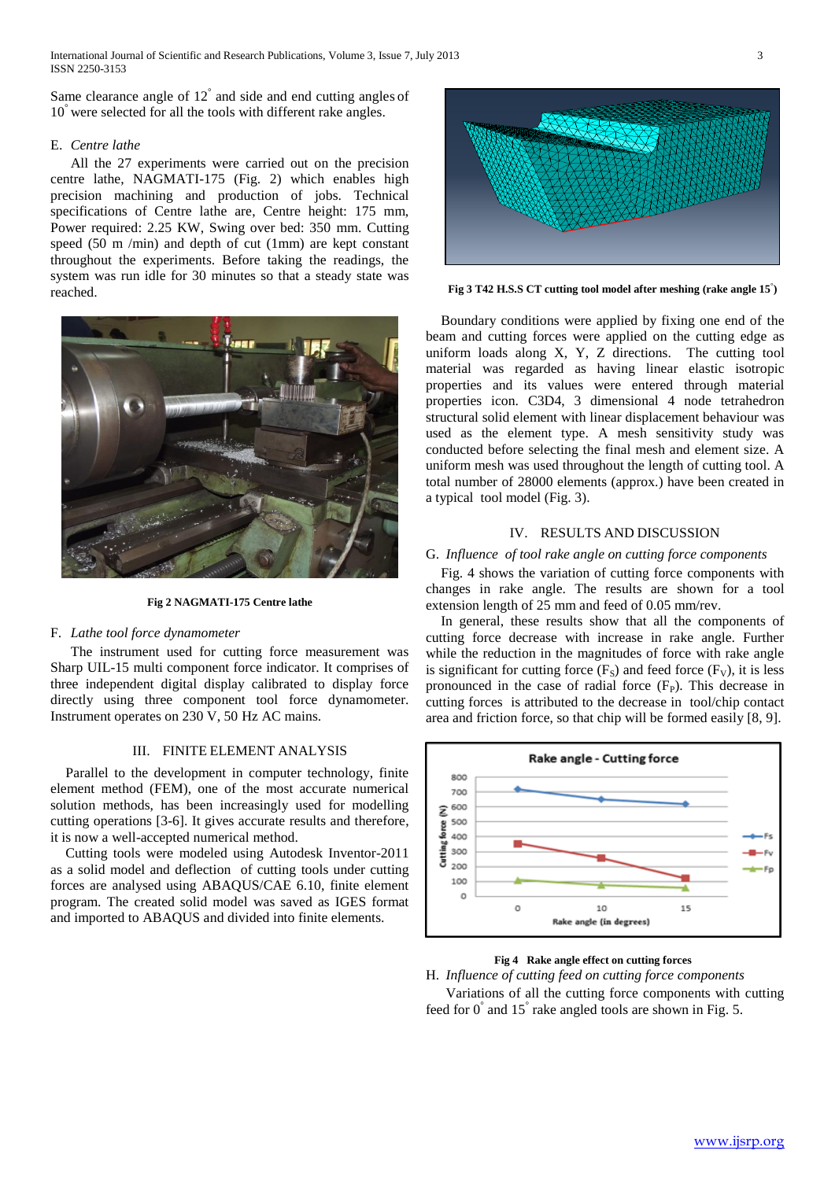Same clearance angle of 12° and side and end cutting angles of 10° were selected for all the tools with different rake angles.

### E. *Centre lathe*

All the 27 experiments were carried out on the precision centre lathe, NAGMATI-175 (Fig. 2) which enables high precision machining and production of jobs. Technical specifications of Centre lathe are, Centre height: 175 mm, Power required: 2.25 KW, Swing over bed: 350 mm. Cutting speed (50 m /min) and depth of cut (1mm) are kept constant throughout the experiments. Before taking the readings, the system was run idle for 30 minutes so that a steady state was reached.

**Fig 2 NAGMATI-175 Centre lathe**

### F. *Lathe tool force dynamometer*

The instrument used for cutting force measurement was Sharp UIL-15 multi component force indicator. It comprises of three independent digital display calibrated to display force directly using three component tool force dynamometer. Instrument operates on 230 V, 50 Hz AC mains.

## III. FINITE ELEMENT ANALYSIS

Parallel to the development in computer technology, finite element method (FEM), one of the most accurate numerical solution methods, has been increasingly used for modelling cutting operations [3-6]. It gives accurate results and therefore, it is now a well-accepted numerical method.

Cutting tools were modeled using Autodesk Inventor-2011 as a solid model and deflection of cutting tools under cutting forces are analysed using ABAQUS/CAE 6.10, finite element program. The created solid model was saved as IGES format and imported to ABAQUS and divided into finite elements.

**Fig 3 T42 H.S.S CT cutting tool model after meshing (rake angle 15°)**

Boundary conditions were applied by fixing one end of the beam and cutting forces were applied on the cutting edge as uniform loads along X, Y, Z directions. The cutting tool material was regarded as having linear elastic isotropic properties and its values were entered through material properties icon. C3D4, 3 dimensional 4 node tetrahedron structural solid element with linear displacement behaviour was used as the element type. A mesh sensitivity study was conducted before selecting the final mesh and element size. A uniform mesh was used throughout the length of cutting tool. A total number of 28000 elements (approx.) have been created in a typical tool model (Fig. 3).

## IV. RESULTS AND DISCUSSION

### G. *Influence of tool rake angle on cutting force components*

Fig. 4 shows the variation of cutting force components with changes in rake angle. The results are shown for a tool extension length of 25 mm and feed of 0.05 mm/rev.

In general, these results show that all the components of cutting force decrease with increase in rake angle. Further while the reduction in the magnitudes of force with rake angle is significant for cutting force ($F_S$) and feed force ($F_V$), it is less pronounced in the case of radial force ($F_P$). This decrease in cutting forces is attributed to the decrease in tool/chip contact area and friction force, so that chip will be formed easily [8, 9].

**Fig 4 Rake angle effect on cutting forces**

### H. *Influence of cutting feed on cutting force components*

Variations of all the cutting force components with cutting feed for 0° and 15° rake angled tools are shown in Fig. 5.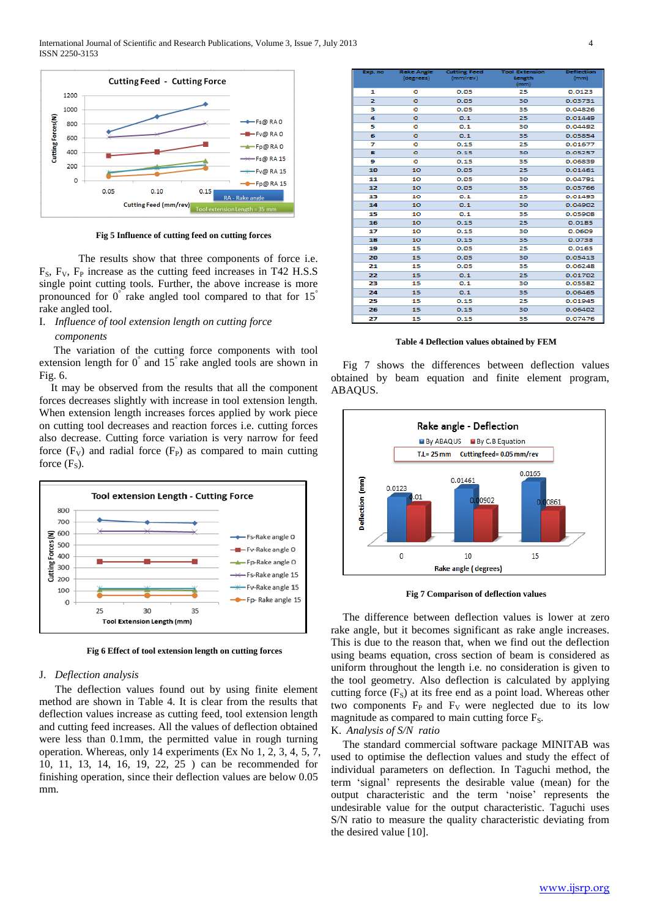Fig 5 Influence of cutting feed on cutting forces

The results show that three components of force i.e. $F_S$, $F_V$, $F_P$ increase as the cutting feed increases in T42 H.S.S single point cutting tools. Further, the above increase is more pronounced for 0° rake angled tool compared to that for 15° rake angled tool.

### I. *Influence of tool extension length on cutting force components*

The variation of the cutting force components with tool extension length for 0° and 15° rake angled tools are shown in Fig. 6.

It may be observed from the results that all the component forces decreases slightly with increase in tool extension length. When extension length increases forces applied by work piece on cutting tool decreases and reaction forces i.e. cutting forces also decrease. Cutting force variation is very narrow for feed force ($F_V$) and radial force ($F_P$) as compared to main cutting force ($F_S$).

Fig 6 Effect of tool extension length on cutting forces

### J. *Deflection analysis*

The deflection values found out by using finite element method are shown in Table 4. It is clear from the results that deflection values increase as cutting feed, tool extension length and cutting feed increases. All the values of deflection obtained were less than 0.1mm, the permitted value in rough turning operation. Whereas, only 14 experiments (Ex No 1, 2, 3, 4, 5, 7, 10, 11, 13, 14, 16, 19, 22, 25 ) can be recommended for finishing operation, since their deflection values are below 0.05 mm.

| Exp. no | Rake Angle (degrees) | Cutting Feed (mm/rev) | Tool Extension Length (mm) | Deflection (mm) |
|---|---|---|---|---|
| 1 | 0 | 0.05 | 25 | 0.0123 |
| 2 | 0 | 0.05 | 30 | 0.03731 |
| 3 | 0 | 0.05 | 35 | 0.04826 |
| 4 | 0 | 0.1 | 25 | 0.01449 |
| 5 | 0 | 0.1 | 30 | 0.04492 |
| 6 | 0 | 0.1 | 35 | 0.05854 |
| 7 | 0 | 0.15 | 25 | 0.01677 |
| 8 | 0 | 0.15 | 30 | 0.05257 |
| 9 | 0 | 0.15 | 35 | 0.06839 |
| 10 | 10 | 0.05 | 25 | 0.01461 |
| 11 | 10 | 0.05 | 30 | 0.04791 |
| 12 | 10 | 0.05 | 35 | 0.05766 |
| 13 | 10 | 0.1 | 25 | 0.01493 |
| 14 | 10 | 0.1 | 30 | 0.04902 |
| 15 | 10 | 0.1 | 35 | 0.05908 |
| 16 | 10 | 0.15 | 25 | 0.0185 |
| 17 | 10 | 0.15 | 30 | 0.0609 |
| 18 | 10 | 0.15 | 35 | 0.0738 |
| 19 | 15 | 0.05 | 25 | 0.0165 |
| 20 | 15 | 0.05 | 30 | 0.05413 |
| 21 | 15 | 0.05 | 35 | 0.06248 |
| 22 | 15 | 0.1 | 25 | 0.01702 |
| 23 | 15 | 0.1 | 30 | 0.05582 |
| 24 | 15 | 0.1 | 35 | 0.06465 |
| 25 | 15 | 0.15 | 25 | 0.01945 |
| 26 | 15 | 0.15 | 30 | 0.06402 |
| 27 | 15 | 0.15 | 35 | 0.07476 |

Table 4 Deflection values obtained by FEM

Fig 7 shows the differences between deflection values obtained by beam equation and finite element program, ABAQUS.

Fig 7 Comparison of deflection values

The difference between deflection values is lower at zero rake angle, but it becomes significant as rake angle increases. This is due to the reason that, when we find out the deflection using beams equation, cross section of beam is considered as uniform throughout the length i.e. no consideration is given to the tool geometry. Also deflection is calculated by applying cutting force ($F_S$) at its free end as a point load. Whereas other two components $F_P$ and $F_V$ were neglected due to its low magnitude as compared to main cutting force $F_S$.

### K. *Analysis of S/N ratio*

The standard commercial software package MINITAB was used to optimise the deflection values and study the effect of individual parameters on deflection. In Taguchi method, the term 'signal' represents the desirable value (mean) for the output characteristic and the term 'noise' represents the undesirable value for the output characteristic. Taguchi uses S/N ratio to measure the quality characteristic deviating from the desired value [10].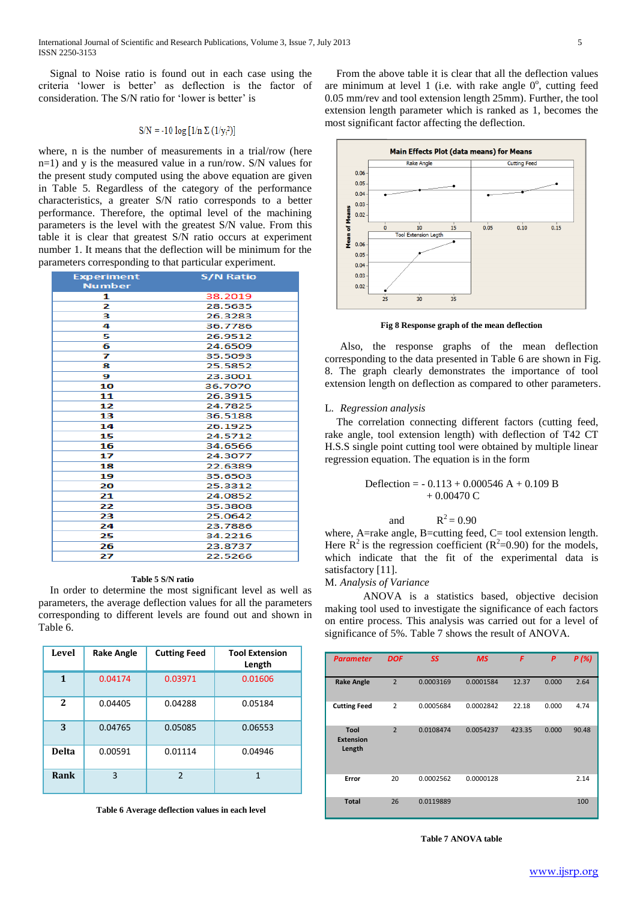Signal to Noise ratio is found out in each case using the criteria 'lower is better' as deflection is the factor of consideration. The S/N ratio for 'lower is better' is

$$S/N = -10 \log [1/n \Sigma (1/y_i^2)]$$

where, n is the number of measurements in a trial/row (here n=1) and y is the measured value in a run/row. S/N values for the present study computed using the above equation are given in Table 5. Regardless of the category of the performance characteristics, a greater S/N ratio corresponds to a better performance. Therefore, the optimal level of the machining parameters is the level with the greatest S/N value. From this table it is clear that greatest S/N ratio occurs at experiment number 1. It means that the deflection will be minimum for the parameters corresponding to that particular experiment.

| Experiment Number | S/N Ratio |
|---|---|
| 1 | 38.2019 |
| 2 | 28.5635 |
| 3 | 26.3283 |
| 4 | 36.7786 |
| 5 | 26.9512 |
| 6 | 24.6509 |
| 7 | 35.5093 |
| 8 | 25.5852 |
| 9 | 23.3001 |
| 10 | 36.7070 |
| 11 | 26.3915 |
| 12 | 24.7825 |
| 13 | 36.5188 |
| 14 | 26.1925 |
| 15 | 24.5712 |
| 16 | 34.6566 |
| 17 | 24.3077 |
| 18 | 22.6389 |
| 19 | 35.6503 |
| 20 | 25.3312 |
| 21 | 24.0852 |
| 22 | 35.3808 |
| 23 | 25.0642 |
| 24 | 23.7886 |
| 25 | 34.2216 |
| 26 | 23.8737 |
| 27 | 22.5266 |

**Table 5 S/N ratio**

In order to determine the most significant level as well as parameters, the average deflection values for all the parameters corresponding to different levels are found out and shown in Table 6.

| Level | Rake Angle | Cutting Feed | Tool Extension Length |
|---|---|---|---|
| 1 | 0.04174 | 0.03971 | 0.01606 |
| 2 | 0.04405 | 0.04288 | 0.05184 |
| 3 | 0.04765 | 0.05085 | 0.06553 |
| Delta | 0.00591 | 0.01114 | 0.04946 |
| Rank | 3 | 2 | 1 |

**Table 6 Average deflection values in each level**

From the above table it is clear that all the deflection values are minimum at level 1 (i.e. with rake angle $0^o$, cutting feed 0.05 mm/rev and tool extension length 25mm). Further, the tool extension length parameter which is ranked as 1, becomes the most significant factor affecting the deflection.

**Fig 8 Response graph of the mean deflection**

Also, the response graphs of the mean deflection corresponding to the data presented in Table 6 are shown in Fig. 8. The graph clearly demonstrates the importance of tool extension length on deflection as compared to other parameters.

## L. *Regression analysis*

The correlation connecting different factors (cutting feed, rake angle, tool extension length) with deflection of T42 CT H.S.S single point cutting tool were obtained by multiple linear regression equation. The equation is in the form

$$\text{Deflection} = -0.113 + 0.000546\,A + 0.109\,B + 0.00470\,C$$

and $R^2 = 0.90$

where, A=rake angle, B=cutting feed, C= tool extension length. Here $R^2$ is the regression coefficient ($R^2$=0.90) for the models, which indicate that the fit of the experimental data is satisfactory [11].

## M. *Analysis of Variance*

ANOVA is a statistics based, objective decision making tool used to investigate the significance of each factors on entire process. This analysis was carried out for a level of significance of 5%. Table 7 shows the result of ANOVA.

| Parameter | DOF | SS | MS | F | P | P (%) |
|---|---|---|---|---|---|---|
| Rake Angle | 2 | 0.0003169 | 0.0001584 | 12.37 | 0.000 | 2.64 |
| Cutting Feed | 2 | 0.0005684 | 0.0002842 | 22.18 | 0.000 | 4.74 |
| Tool Extension Length | 2 | 0.0108474 | 0.0054237 | 423.35 | 0.000 | 90.48 |
| Error | 20 | 0.0002562 | 0.0000128 | | | 2.14 |
| Total | 26 | 0.0119889 | | | | 100 |

**Table 7 ANOVA table**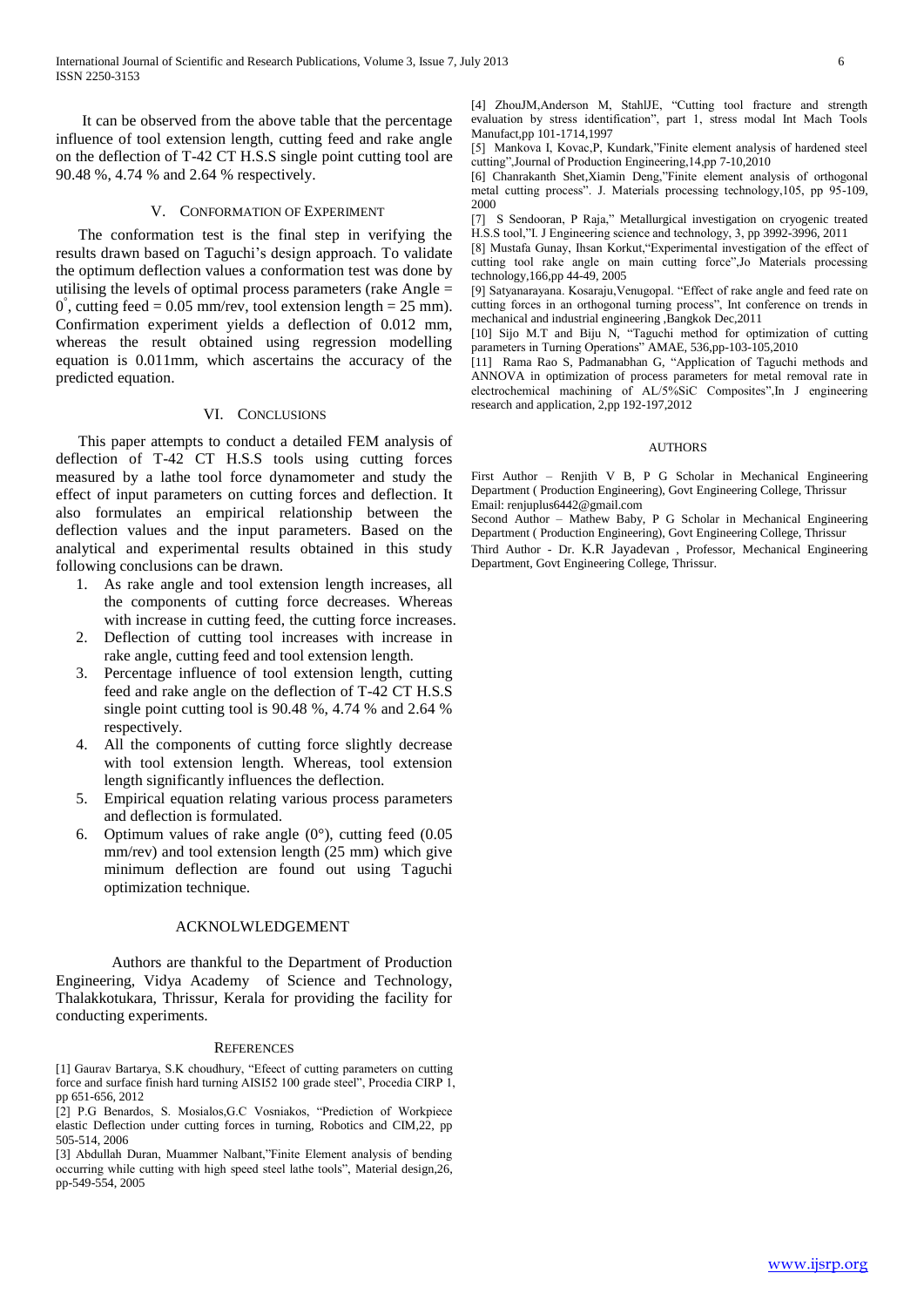It can be observed from the above table that the percentage influence of tool extension length, cutting feed and rake angle on the deflection of T-42 CT H.S.S single point cutting tool are 90.48 %, 4.74 % and 2.64 % respectively.

## V. Conformation of Experiment

The conformation test is the final step in verifying the results drawn based on Taguchi's design approach. To validate the optimum deflection values a conformation test was done by utilising the levels of optimal process parameters (rake Angle = $0^{\circ}$, cutting feed = 0.05 mm/rev, tool extension length = 25 mm). Confirmation experiment yields a deflection of 0.012 mm, whereas the result obtained using regression modelling equation is 0.011mm, which ascertains the accuracy of the predicted equation.

## VI. Conclusions

This paper attempts to conduct a detailed FEM analysis of deflection of T-42 CT H.S.S tools using cutting forces measured by a lathe tool force dynamometer and study the effect of input parameters on cutting forces and deflection. It also formulates an empirical relationship between the deflection values and the input parameters. Based on the analytical and experimental results obtained in this study following conclusions can be drawn.

1. As rake angle and tool extension length increases, all the components of cutting force decreases. Whereas with increase in cutting feed, the cutting force increases.
2. Deflection of cutting tool increases with increase in rake angle, cutting feed and tool extension length.
3. Percentage influence of tool extension length, cutting feed and rake angle on the deflection of T-42 CT H.S.S single point cutting tool is 90.48 %, 4.74 % and 2.64 % respectively.
4. All the components of cutting force slightly decrease with tool extension length. Whereas, tool extension length significantly influences the deflection.
5. Empirical equation relating various process parameters and deflection is formulated.
6. Optimum values of rake angle (0°), cutting feed (0.05 mm/rev) and tool extension length (25 mm) which give minimum deflection are found out using Taguchi optimization technique.

## Acknolwledgement

Authors are thankful to the Department of Production Engineering, Vidya Academy of Science and Technology, Thalakkotukara, Thrissur, Kerala for providing the facility for conducting experiments.

## References

[1] Gaurav Bartarya, S.K choudhury, "Efeect of cutting parameters on cutting force and surface finish hard turning AISI52 100 grade steel", Procedia CIRP 1, pp 651-656, 2012

[2] P.G Benardos, S. Mosialos,G.C Vosniakos, "Prediction of Workpiece elastic Deflection under cutting forces in turning, Robotics and CIM,22, pp 505-514, 2006

[3] Abdullah Duran, Muammer Nalbant,"Finite Element analysis of bending occurring while cutting with high speed steel lathe tools", Material design,26, pp-549-554, 2005

[4] ZhouJM,Anderson M, StahlJE, "Cutting tool fracture and strength evaluation by stress identification", part 1, stress modal Int Mach Tools Manufact,pp 101-1714,1997

[5] Mankova I, Kovac,P, Kundark,"Finite element analysis of hardened steel cutting",Journal of Production Engineering,14,pp 7-10,2010

[6] Chanrakanth Shet,Xiamin Deng,"Finite element analysis of orthogonal metal cutting process". J. Materials processing technology,105, pp 95-109, 2000

[7] S Sendooran, P Raja," Metallurgical investigation on cryogenic treated H.S.S tool,"I. J Engineering science and technology, 3, pp 3992-3996, 2011

[8] Mustafa Gunay, Ihsan Korkut,"Experimental investigation of the effect of cutting tool rake angle on main cutting force",Jo Materials processing technology,166,pp 44-49, 2005

[9] Satyanarayana. Kosaraju,Venugopal. "Effect of rake angle and feed rate on cutting forces in an orthogonal turning process", Int conference on trends in mechanical and industrial engineering ,Bangkok Dec,2011

[10] Sijo M.T and Biju N, "Taguchi method for optimization of cutting parameters in Turning Operations" AMAE, 536,pp-103-105,2010

[11] Rama Rao S, Padmanabhan G, "Application of Taguchi methods and ANNOVA in optimization of process parameters for metal removal rate in electrochemical machining of AL/5%SiC Composites",In J engineering research and application, 2,pp 192-197,2012

## Authors

First Author – Renjith V B, P G Scholar in Mechanical Engineering Department ( Production Engineering), Govt Engineering College, Thrissur Email: renjuplus6442@gmail.com

Second Author – Mathew Baby, P G Scholar in Mechanical Engineering Department ( Production Engineering), Govt Engineering College, Thrissur

Third Author - Dr. K.R Jayadevan , Professor, Mechanical Engineering Department, Govt Engineering College, Thrissur.